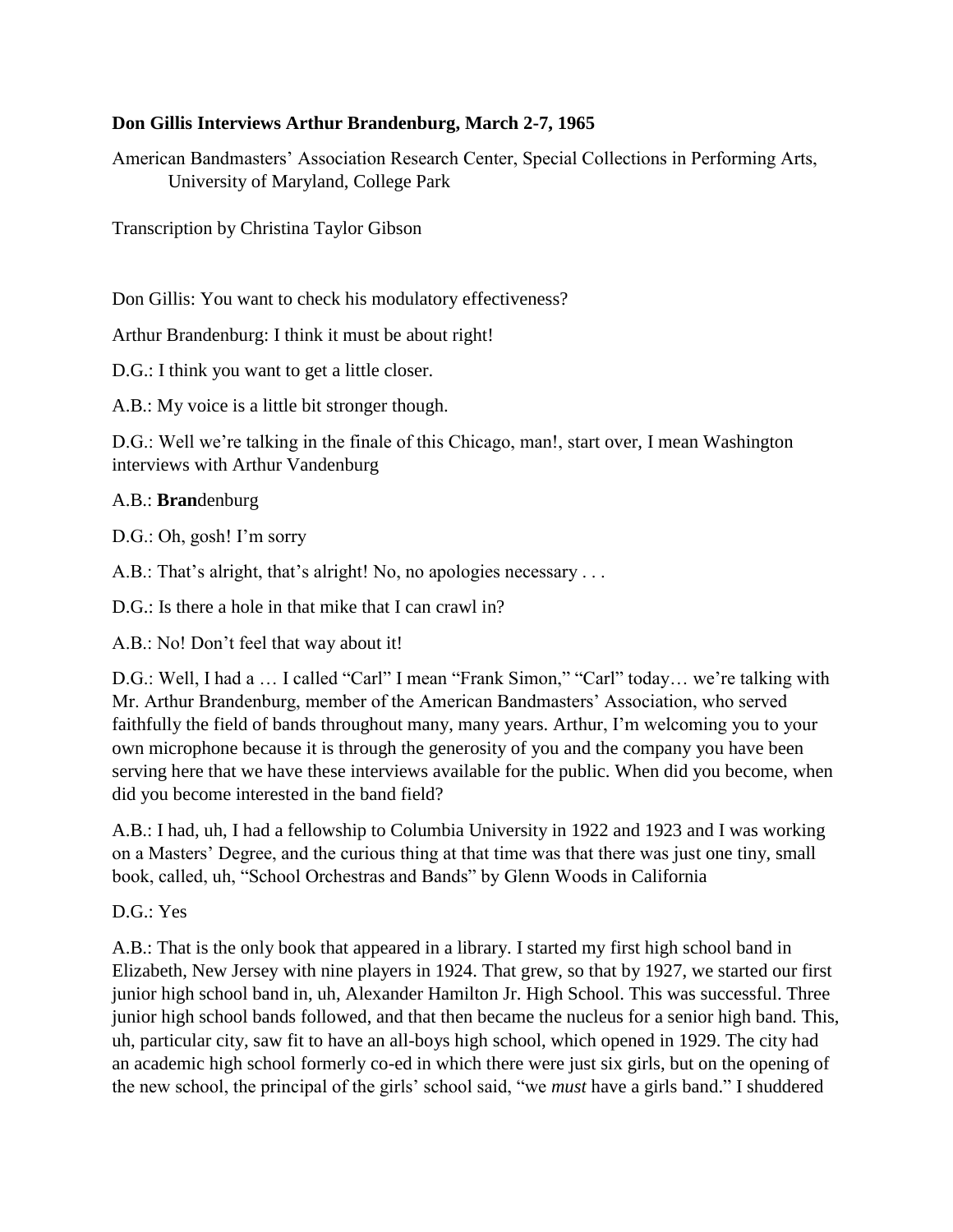**Don Gillis Interviews Arthur Brandenburg, March 2-7, 1965**

American Bandmasters' Association Research Center, Special Collections in Performing Arts, University of Maryland, College Park

Transcription by Christina Taylor Gibson

Don Gillis: You want to check his modulatory effectiveness?

Arthur Brandenburg: I think it must be about right!

D.G.: I think you want to get a little closer.

A.B.: My voice is a little bit stronger though.

D.G.: Well we're talking in the finale of this Chicago, man!, start over, I mean Washington interviews with Arthur Vandenburg

A.B.: **Bran**denburg

D.G.: Oh, gosh! I'm sorry

A.B.: That's alright, that's alright! No, no apologies necessary . . .

D.G.: Is there a hole in that mike that I can crawl in?

A.B.: No! Don't feel that way about it!

D.G.: Well, I had a … I called "Carl" I mean "Frank Simon," "Carl" today… we're talking with Mr. Arthur Brandenburg, member of the American Bandmasters' Association, who served faithfully the field of bands throughout many, many years. Arthur, I'm welcoming you to your own microphone because it is through the generosity of you and the company you have been serving here that we have these interviews available for the public. When did you become, when did you become interested in the band field?

A.B.: I had, uh, I had a fellowship to Columbia University in 1922 and 1923 and I was working on a Masters' Degree, and the curious thing at that time was that there was just one tiny, small book, called, uh, "School Orchestras and Bands" by Glenn Woods in California

D.G.: Yes

A.B.: That is the only book that appeared in a library. I started my first high school band in Elizabeth, New Jersey with nine players in 1924. That grew, so that by 1927, we started our first junior high school band in, uh, Alexander Hamilton Jr. High School. This was successful. Three junior high school bands followed, and that then became the nucleus for a senior high band. This, uh, particular city, saw fit to have an all-boys high school, which opened in 1929. The city had an academic high school formerly co-ed in which there were just six girls, but on the opening of the new school, the principal of the girls' school said, "we *must* have a girls band." I shuddered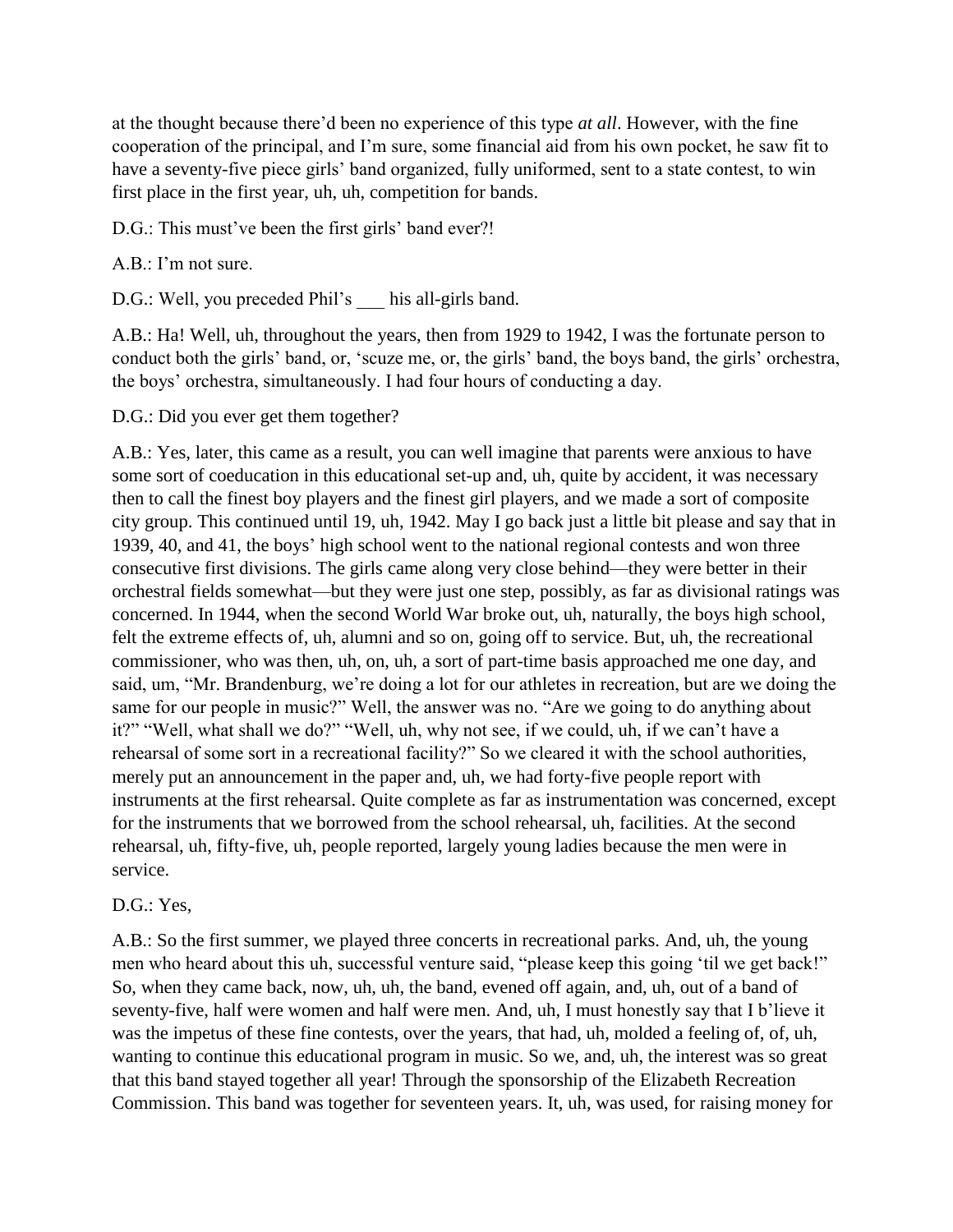at the thought because there'd been no experience of this type *at all*. However, with the fine cooperation of the principal, and I'm sure, some financial aid from his own pocket, he saw fit to have a seventy-five piece girls' band organized, fully uniformed, sent to a state contest, to win first place in the first year, uh, uh, competition for bands.

D.G.: This must've been the first girls' band ever?!

A.B.: I'm not sure.

D.G.: Well, you preceded Phil's ___ his all-girls band.

A.B.: Ha! Well, uh, throughout the years, then from 1929 to 1942, I was the fortunate person to conduct both the girls' band, or, 'scuze me, or, the girls' band, the boys band, the girls' orchestra, the boys' orchestra, simultaneously. I had four hours of conducting a day.

D.G.: Did you ever get them together?

A.B.: Yes, later, this came as a result, you can well imagine that parents were anxious to have some sort of coeducation in this educational set-up and, uh, quite by accident, it was necessary then to call the finest boy players and the finest girl players, and we made a sort of composite city group. This continued until 19, uh, 1942. May I go back just a little bit please and say that in 1939, 40, and 41, the boys' high school went to the national regional contests and won three consecutive first divisions. The girls came along very close behind—they were better in their orchestral fields somewhat—but they were just one step, possibly, as far as divisional ratings was concerned. In 1944, when the second World War broke out, uh, naturally, the boys high school, felt the extreme effects of, uh, alumni and so on, going off to service. But, uh, the recreational commissioner, who was then, uh, on, uh, a sort of part-time basis approached me one day, and said, um, "Mr. Brandenburg, we're doing a lot for our athletes in recreation, but are we doing the same for our people in music?" Well, the answer was no. "Are we going to do anything about it?" "Well, what shall we do?" "Well, uh, why not see, if we could, uh, if we can't have a rehearsal of some sort in a recreational facility?" So we cleared it with the school authorities, merely put an announcement in the paper and, uh, we had forty-five people report with instruments at the first rehearsal. Quite complete as far as instrumentation was concerned, except for the instruments that we borrowed from the school rehearsal, uh, facilities. At the second rehearsal, uh, fifty-five, uh, people reported, largely young ladies because the men were in service.

D.G.: Yes,

A.B.: So the first summer, we played three concerts in recreational parks. And, uh, the young men who heard about this uh, successful venture said, "please keep this going 'til we get back!" So, when they came back, now, uh, uh, the band, evened off again, and, uh, out of a band of seventy-five, half were women and half were men. And, uh, I must honestly say that I b'lieve it was the impetus of these fine contests, over the years, that had, uh, molded a feeling of, of, uh, wanting to continue this educational program in music. So we, and, uh, the interest was so great that this band stayed together all year! Through the sponsorship of the Elizabeth Recreation Commission. This band was together for seventeen years. It, uh, was used, for raising money for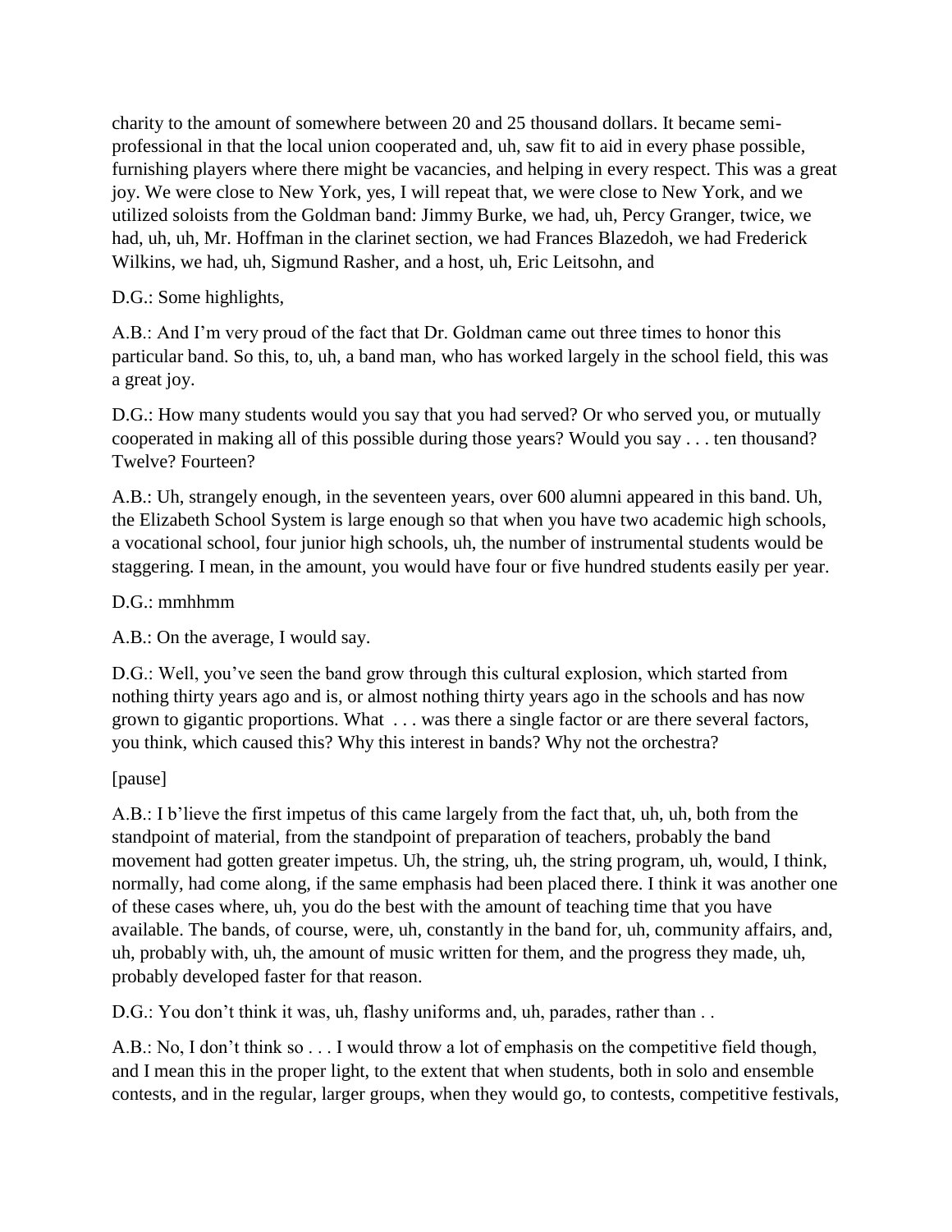charity to the amount of somewhere between 20 and 25 thousand dollars. It became semi-professional in that the local union cooperated and, uh, saw fit to aid in every phase possible, furnishing players where there might be vacancies, and helping in every respect. This was a great joy. We were close to New York, yes, I will repeat that, we were close to New York, and we utilized soloists from the Goldman band: Jimmy Burke, we had, uh, Percy Granger, twice, we had, uh, uh, Mr. Hoffman in the clarinet section, we had Frances Blazedoh, we had Frederick Wilkins, we had, uh, Sigmund Rasher, and a host, uh, Eric Leitsohn, and

D.G.: Some highlights,

A.B.: And I'm very proud of the fact that Dr. Goldman came out three times to honor this particular band. So this, to, uh, a band man, who has worked largely in the school field, this was a great joy.

D.G.: How many students would you say that you had served? Or who served you, or mutually cooperated in making all of this possible during those years? Would you say . . . ten thousand? Twelve? Fourteen?

A.B.: Uh, strangely enough, in the seventeen years, over 600 alumni appeared in this band. Uh, the Elizabeth School System is large enough so that when you have two academic high schools, a vocational school, four junior high schools, uh, the number of instrumental students would be staggering. I mean, in the amount, you would have four or five hundred students easily per year.

D.G.: mmhhmm

A.B.: On the average, I would say.

D.G.: Well, you've seen the band grow through this cultural explosion, which started from nothing thirty years ago and is, or almost nothing thirty years ago in the schools and has now grown to gigantic proportions. What . . . was there a single factor or are there several factors, you think, which caused this? Why this interest in bands? Why not the orchestra?

[pause]

A.B.: I b'lieve the first impetus of this came largely from the fact that, uh, uh, both from the standpoint of material, from the standpoint of preparation of teachers, probably the band movement had gotten greater impetus. Uh, the string, uh, the string program, uh, would, I think, normally, had come along, if the same emphasis had been placed there. I think it was another one of these cases where, uh, you do the best with the amount of teaching time that you have available. The bands, of course, were, uh, constantly in the band for, uh, community affairs, and, uh, probably with, uh, the amount of music written for them, and the progress they made, uh, probably developed faster for that reason.

D.G.: You don't think it was, uh, flashy uniforms and, uh, parades, rather than . .

A.B.: No, I don't think so . . . I would throw a lot of emphasis on the competitive field though, and I mean this in the proper light, to the extent that when students, both in solo and ensemble contests, and in the regular, larger groups, when they would go, to contests, competitive festivals,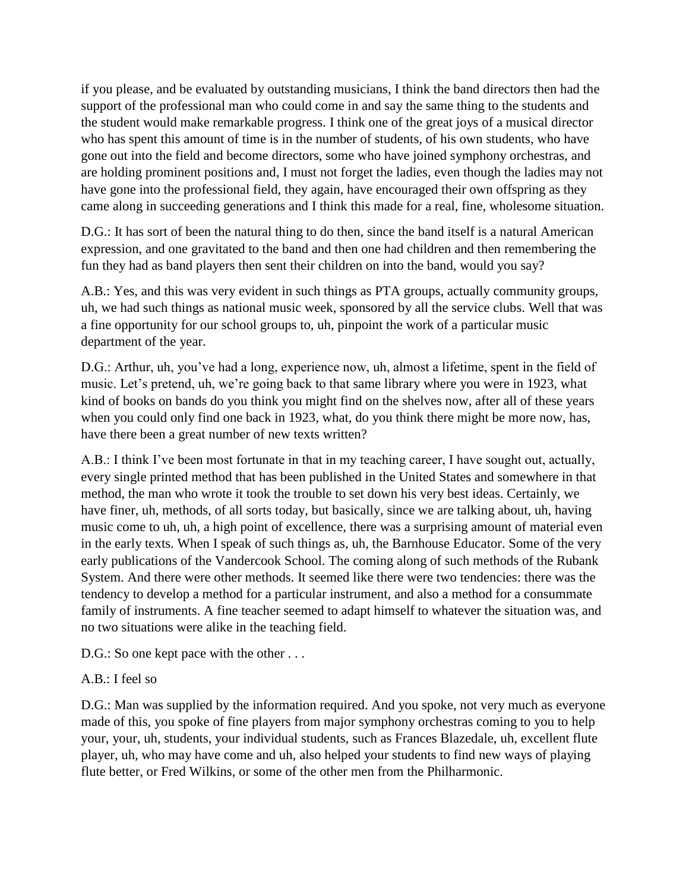if you please, and be evaluated by outstanding musicians, I think the band directors then had the support of the professional man who could come in and say the same thing to the students and the student would make remarkable progress. I think one of the great joys of a musical director who has spent this amount of time is in the number of students, of his own students, who have gone out into the field and become directors, some who have joined symphony orchestras, and are holding prominent positions and, I must not forget the ladies, even though the ladies may not have gone into the professional field, they again, have encouraged their own offspring as they came along in succeeding generations and I think this made for a real, fine, wholesome situation.

D.G.: It has sort of been the natural thing to do then, since the band itself is a natural American expression, and one gravitated to the band and then one had children and then remembering the fun they had as band players then sent their children on into the band, would you say?

A.B.: Yes, and this was very evident in such things as PTA groups, actually community groups, uh, we had such things as national music week, sponsored by all the service clubs. Well that was a fine opportunity for our school groups to, uh, pinpoint the work of a particular music department of the year.

D.G.: Arthur, uh, you've had a long, experience now, uh, almost a lifetime, spent in the field of music. Let's pretend, uh, we're going back to that same library where you were in 1923, what kind of books on bands do you think you might find on the shelves now, after all of these years when you could only find one back in 1923, what, do you think there might be more now, has, have there been a great number of new texts written?

A.B.: I think I've been most fortunate in that in my teaching career, I have sought out, actually, every single printed method that has been published in the United States and somewhere in that method, the man who wrote it took the trouble to set down his very best ideas. Certainly, we have finer, uh, methods, of all sorts today, but basically, since we are talking about, uh, having music come to uh, uh, a high point of excellence, there was a surprising amount of material even in the early texts. When I speak of such things as, uh, the Barnhouse Educator. Some of the very early publications of the Vandercook School. The coming along of such methods of the Rubank System. And there were other methods. It seemed like there were two tendencies: there was the tendency to develop a method for a particular instrument, and also a method for a consummate family of instruments. A fine teacher seemed to adapt himself to whatever the situation was, and no two situations were alike in the teaching field.

D.G.: So one kept pace with the other . . .

A.B.: I feel so

D.G.: Man was supplied by the information required. And you spoke, not very much as everyone made of this, you spoke of fine players from major symphony orchestras coming to you to help your, your, uh, students, your individual students, such as Frances Blazedale, uh, excellent flute player, uh, who may have come and uh, also helped your students to find new ways of playing flute better, or Fred Wilkins, or some of the other men from the Philharmonic.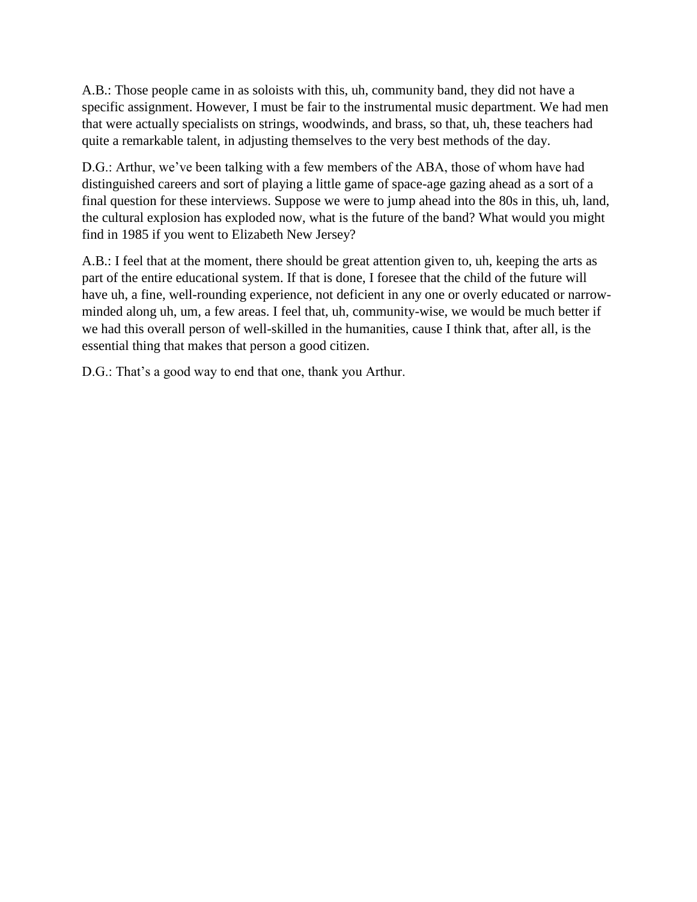A.B.: Those people came in as soloists with this, uh, community band, they did not have a specific assignment. However, I must be fair to the instrumental music department. We had men that were actually specialists on strings, woodwinds, and brass, so that, uh, these teachers had quite a remarkable talent, in adjusting themselves to the very best methods of the day.

D.G.: Arthur, we've been talking with a few members of the ABA, those of whom have had distinguished careers and sort of playing a little game of space-age gazing ahead as a sort of a final question for these interviews. Suppose we were to jump ahead into the 80s in this, uh, land, the cultural explosion has exploded now, what is the future of the band? What would you might find in 1985 if you went to Elizabeth New Jersey?

A.B.: I feel that at the moment, there should be great attention given to, uh, keeping the arts as part of the entire educational system. If that is done, I foresee that the child of the future will have uh, a fine, well-rounding experience, not deficient in any one or overly educated or narrow-minded along uh, um, a few areas. I feel that, uh, community-wise, we would be much better if we had this overall person of well-skilled in the humanities, cause I think that, after all, is the essential thing that makes that person a good citizen.

D.G.: That's a good way to end that one, thank you Arthur.